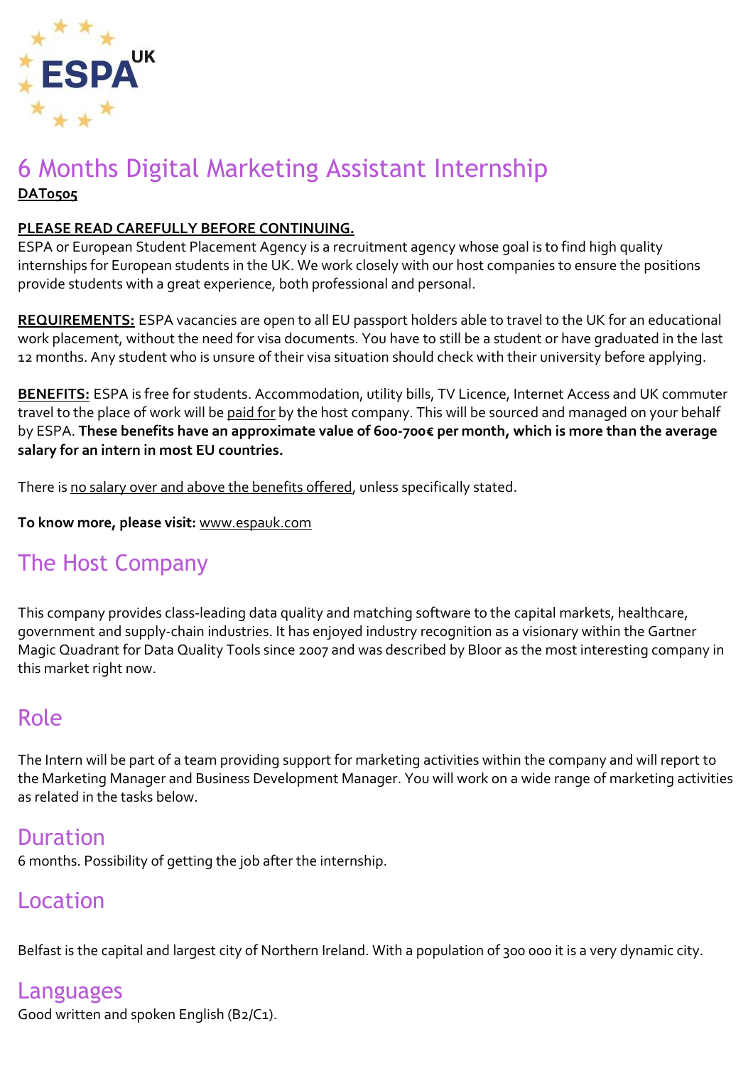# 6 Months Digital Marketing Assistant Internship

**DAT0505**

**PLEASE READ CAREFULLY BEFORE CONTINUING.**

ESPA or European Student Placement Agency is a recruitment agency whose goal is to find high quality internships for European students in the UK. We work closely with our host companies to ensure the positions provide students with a great experience, both professional and personal.

**REQUIREMENTS:** ESPA vacancies are open to all EU passport holders able to travel to the UK for an educational work placement, without the need for visa documents. You have to still be a student or have graduated in the last 12 months. Any student who is unsure of their visa situation should check with their university before applying.

**BENEFITS:** ESPA is free for students. Accommodation, utility bills, TV Licence, Internet Access and UK commuter travel to the place of work will be paid for by the host company. This will be sourced and managed on your behalf by ESPA. **These benefits have an approximate value of 600-700€ per month, which is more than the average salary for an intern in most EU countries.**

There is no salary over and above the benefits offered, unless specifically stated.

**To know more, please visit:** www.espauk.com

## The Host Company

This company provides class-leading data quality and matching software to the capital markets, healthcare, government and supply-chain industries. It has enjoyed industry recognition as a visionary within the Gartner Magic Quadrant for Data Quality Tools since 2007 and was described by Bloor as the most interesting company in this market right now.

## Role

The Intern will be part of a team providing support for marketing activities within the company and will report to the Marketing Manager and Business Development Manager. You will work on a wide range of marketing activities as related in the tasks below.

## Duration

6 months. Possibility of getting the job after the internship.

## Location

Belfast is the capital and largest city of Northern Ireland. With a population of 300 000 it is a very dynamic city.

## Languages

Good written and spoken English (B2/C1).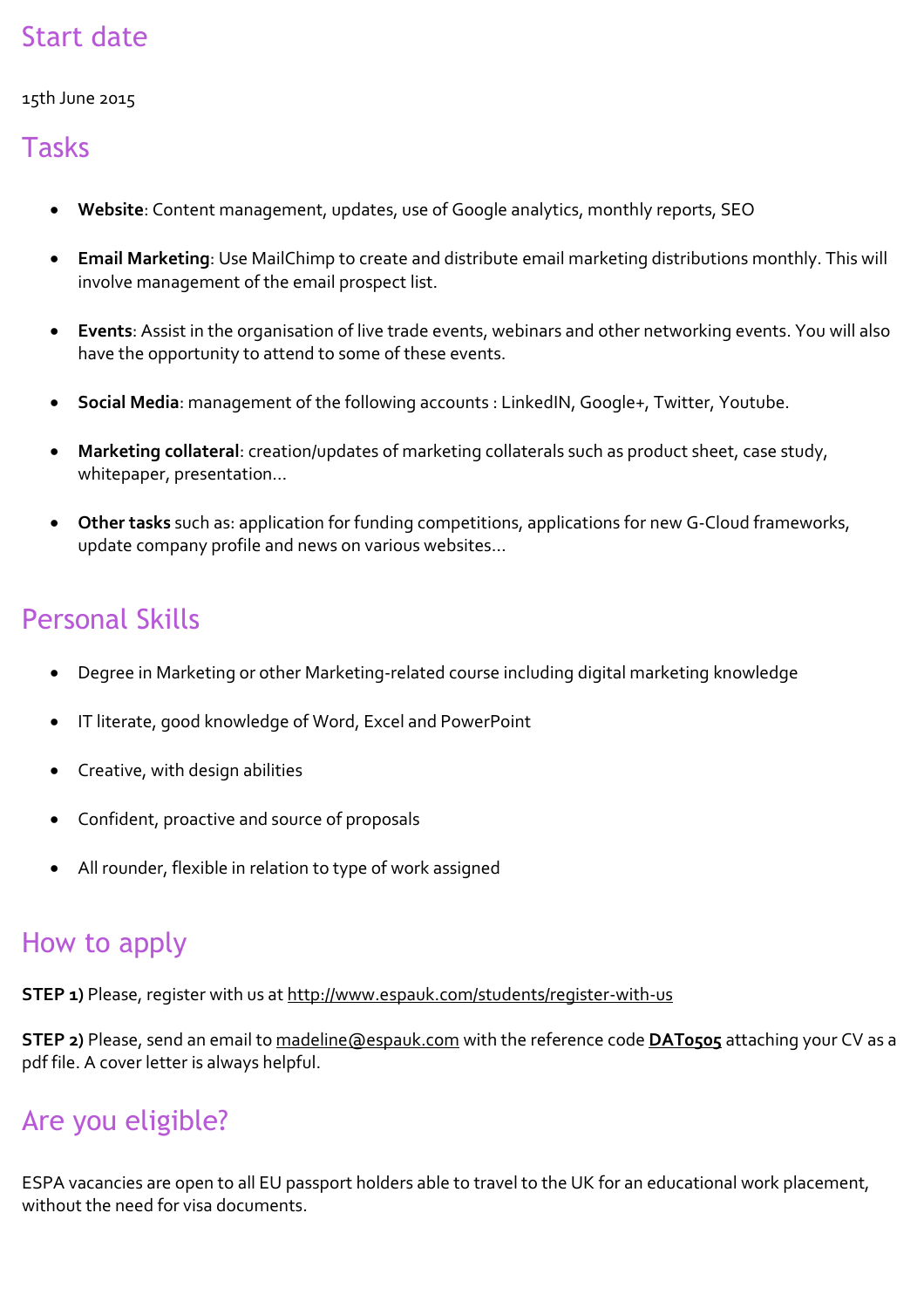## Start date

15th June 2015

## Tasks

- **Website**: Content management, updates, use of Google analytics, monthly reports, SEO
- **Email Marketing**: Use MailChimp to create and distribute email marketing distributions monthly. This will involve management of the email prospect list.
- **Events**: Assist in the organisation of live trade events, webinars and other networking events. You will also have the opportunity to attend to some of these events.
- **Social Media**: management of the following accounts : LinkedIN, Google+, Twitter, Youtube.
- **Marketing collateral**: creation/updates of marketing collaterals such as product sheet, case study, whitepaper, presentation…
- **Other tasks** such as: application for funding competitions, applications for new G-Cloud frameworks, update company profile and news on various websites…

## Personal Skills

- Degree in Marketing or other Marketing-related course including digital marketing knowledge
- IT literate, good knowledge of Word, Excel and PowerPoint
- Creative, with design abilities
- Confident, proactive and source of proposals
- All rounder, flexible in relation to type of work assigned

## How to apply

**STEP 1)** Please, register with us at http://www.espauk.com/students/register-with-us

**STEP 2)** Please, send an email to madeline@espauk.com with the reference code **DAT0505** attaching your CV as a pdf file. A cover letter is always helpful.

## Are you eligible?

ESPA vacancies are open to all EU passport holders able to travel to the UK for an educational work placement, without the need for visa documents.